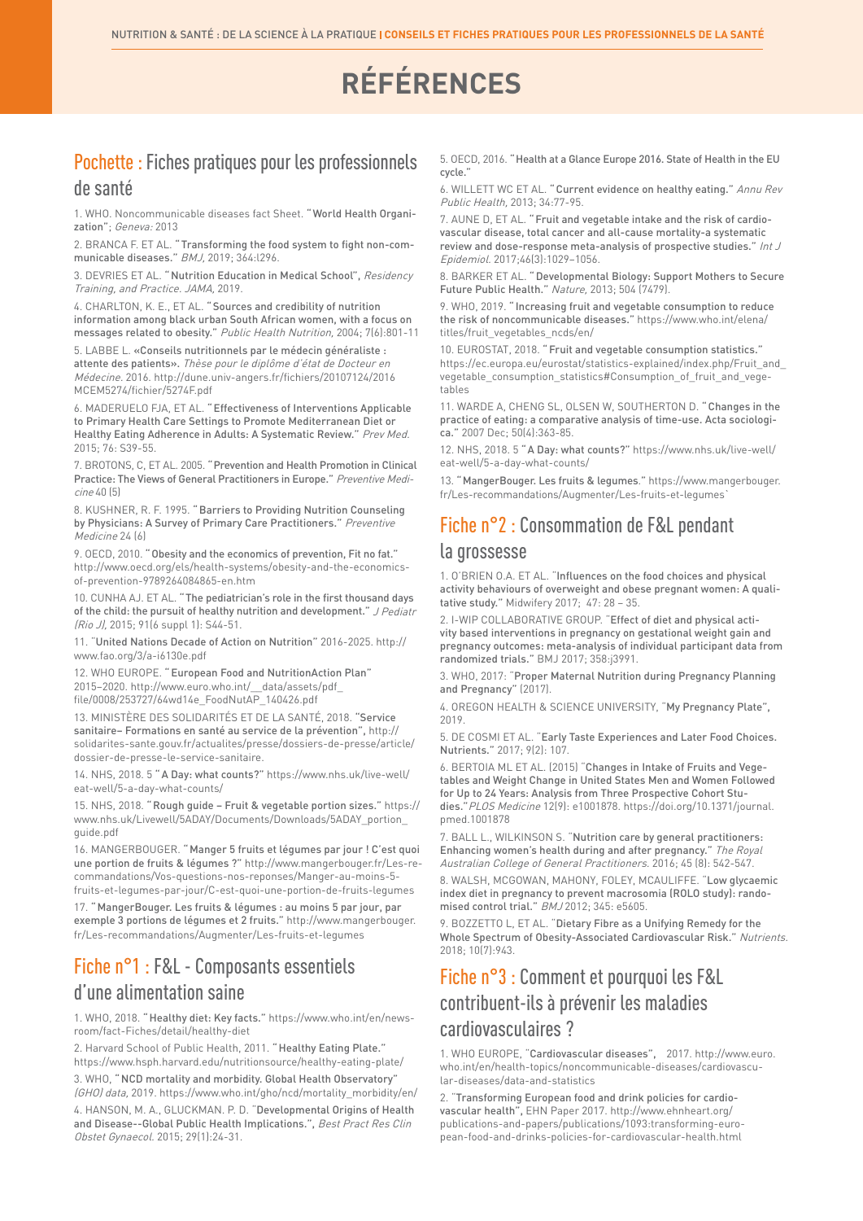# RÉFÉRENCES

## Pochette : Fiches pratiques pour les professionnels de santé

1. WHO. Noncommunicable diseases fact Sheet. "**World Health Organization**"; *Geneva:* 2013

2. BRANCA F. ET AL. "**Transforming the food system to fight non-communicable diseases.**" *BMJ,* 2019; 364:l296.

3. DEVRIES ET AL. "**Nutrition Education in Medical School**", *Residency Training, and Practice. JAMA,* 2019.

4. CHARLTON, K. E., ET AL. "**Sources and credibility of nutrition information among black urban South African women, with a focus on messages related to obesity.**" *Public Health Nutrition,* 2004; 7(6):801-11

5. LABBE L. «**Conseils nutritionnels par le médecin généraliste : attente des patients**». *Thèse pour le diplôme d'état de Docteur en Médecine.* 2016. http://dune.univ-angers.fr/fichiers/20107124/2016MCEM5274/fichier/5274F.pdf

6. MADERUELO FJA, ET AL. "**Effectiveness of Interventions Applicable to Primary Health Care Settings to Promote Mediterranean Diet or Healthy Eating Adherence in Adults: A Systematic Review.**" *Prev Med.* 2015; 76: S39-55.

7. BROTONS, C, ET AL. 2005. "**Prevention and Health Promotion in Clinical Practice: The Views of General Practitioners in Europe.**" *Preventive Medicine* 40 (5)

8. KUSHNER, R. F. 1995. "**Barriers to Providing Nutrition Counseling by Physicians: A Survey of Primary Care Practitioners.**" *Preventive Medicine* 24 (6)

9. OECD, 2010. "**Obesity and the economics of prevention, Fit no fat.**" http://www.oecd.org/els/health-systems/obesity-and-the-economics-of-prevention-9789264084865-en.htm

10. CUNHA AJ. ET AL. "**The pediatrician's role in the first thousand days of the child: the pursuit of healthy nutrition and development.**" *J Pediatr (Rio J),* 2015; 91(6 suppl 1): S44-51.

11. "**United Nations Decade of Action on Nutrition**" 2016-2025. http://www.fao.org/3/a-i6130e.pdf

12. WHO EUROPE. "**European Food and NutritionAction Plan**" 2015–2020. http://www.euro.who.int/__data/assets/pdf_file/0008/253727/64wd14e_FoodNutAP_140426.pdf

13. MINISTÈRE DES SOLIDARITÉS ET DE LA SANTÉ, 2018. "**Service sanitaire– Formations en santé au service de la prévention**", http://solidarites-sante.gouv.fr/actualites/presse/dossiers-de-presse/article/dossier-de-presse-le-service-sanitaire.

14. NHS, 2018. 5 "**A Day: what counts?**" https://www.nhs.uk/live-well/eat-well/5-a-day-what-counts/

15. NHS, 2018. "**Rough guide – Fruit & vegetable portion sizes.**" https://www.nhs.uk/Livewell/5ADAY/Documents/Downloads/5ADAY_portion_guide.pdf

16. MANGERBOUGER. "**Manger 5 fruits et légumes par jour ! C'est quoi une portion de fruits & légumes ?**" http://www.mangerbouger.fr/Les-recommandations/Vos-questions-nos-reponses/Manger-au-moins-5-fruits-et-legumes-par-jour/C-est-quoi-une-portion-de-fruits-legumes

17. "**MangerBouger. Les fruits & légumes : au moins 5 par jour, par exemple 3 portions de légumes et 2 fruits.**" http://www.mangerbouger.fr/Les-recommandations/Augmenter/Les-fruits-et-legumes

## Fiche n°1 : F&L - Composants essentiels d'une alimentation saine

1. WHO, 2018. "**Healthy diet: Key facts.**" https://www.who.int/en/news-room/fact-Fiches/detail/healthy-diet

2. Harvard School of Public Health, 2011. "**Healthy Eating Plate.**" https://www.hsph.harvard.edu/nutritionsource/healthy-eating-plate/

3. WHO, "**NCD mortality and morbidity. Global Health Observatory**" *(GHO) data,* 2019. https://www.who.int/gho/ncd/mortality_morbidity/en/

4. HANSON, M. A., GLUCKMAN. P. D. "**Developmental Origins of Health and Disease--Global Public Health Implications.**", *Best Pract Res Clin Obstet Gynaecol.* 2015; 29(1):24-31.

5. OECD, 2016. "**Health at a Glance Europe 2016. State of Health in the EU cycle.**"

6. WILLETT WC ET AL. "**Current evidence on healthy eating.**" *Annu Rev Public Health,* 2013; 34:77-95.

7. AUNE D, ET AL. "**Fruit and vegetable intake and the risk of cardiovascular disease, total cancer and all-cause mortality-a systematic review and dose-response meta-analysis of prospective studies.**" *Int J Epidemiol.* 2017;46(3):1029–1056.

8. BARKER ET AL. "**Developmental Biology: Support Mothers to Secure Future Public Health.**" *Nature,* 2013; 504 (7479).

9. WHO, 2019. "**Increasing fruit and vegetable consumption to reduce the risk of noncommunicable diseases.**" https://www.who.int/elena/titles/fruit_vegetables_ncds/en/

10. EUROSTAT, 2018. "**Fruit and vegetable consumption statistics.**" https://ec.europa.eu/eurostat/statistics-explained/index.php/Fruit_and_vegetable_consumption_statistics#Consumption_of_fruit_and_vegetables

11. WARDE A, CHENG SL, OLSEN W, SOUTHERTON D. "**Changes in the practice of eating: a comparative analysis of time-use. Acta sociologica.**" 2007 Dec; 50(4):363-85.

12. NHS, 2018. 5 "**A Day: what counts?**" https://www.nhs.uk/live-well/eat-well/5-a-day-what-counts/

13. "**MangerBouger. Les fruits & legumes.**" https://www.mangerbouger.fr/Les-recommandations/Augmenter/Les-fruits-et-legumes`

## Fiche n°2 : Consommation de F&L pendant la grossesse

1. O'BRIEN O.A. ET AL. "**Influences on the food choices and physical activity behaviours of overweight and obese pregnant women: A qualitative study.**" Midwifery 2017; 47: 28 – 35.

2. I-WIP COLLABORATIVE GROUP. "**Effect of diet and physical activity based interventions in pregnancy on gestational weight gain and pregnancy outcomes: meta-analysis of individual participant data from randomized trials.**" BMJ 2017; 358:j3991.

3. WHO, 2017: "**Proper Maternal Nutrition during Pregnancy Planning and Pregnancy**" (2017).

4. OREGON HEALTH & SCIENCE UNIVERSITY, "**My Pregnancy Plate**", 2019.

5. DE COSMI ET AL. "**Early Taste Experiences and Later Food Choices. Nutrients.**" 2017; 9(2): 107.

6. BERTOIA ML ET AL. (2015) "**Changes in Intake of Fruits and Vegetables and Weight Change in United States Men and Women Followed for Up to 24 Years: Analysis from Three Prospective Cohort Studies.**" *PLOS Medicine* 12(9): e1001878. https://doi.org/10.1371/journal.pmed.1001878

7. BALL L., WILKINSON S. "**Nutrition care by general practitioners: Enhancing women's health during and after pregnancy.**" *The Royal Australian College of General Practitioners.* 2016; 45 (8): 542-547.

8. WALSH, MCGOWAN, MAHONY, FOLEY, MCAULIFFE. "**Low glycaemic index diet in pregnancy to prevent macrosomia (ROLO study): randomised control trial.**" *BMJ* 2012; 345: e5605.

9. BOZZETTO L, ET AL. "**Dietary Fibre as a Unifying Remedy for the Whole Spectrum of Obesity-Associated Cardiovascular Risk.**" *Nutrients.* 2018; 10(7):943.

## Fiche n°3 : Comment et pourquoi les F&L contribuent-ils à prévenir les maladies cardiovasculaires ?

1. WHO EUROPE, "**Cardiovascular diseases**", 2017. http://www.euro.who.int/en/health-topics/noncommunicable-diseases/cardiovascular-diseases/data-and-statistics

2. "**Transforming European food and drink policies for cardiovascular health**", EHN Paper 2017. http://www.ehnheart.org/publications-and-papers/publications/1093:transforming-european-food-and-drinks-policies-for-cardiovascular-health.html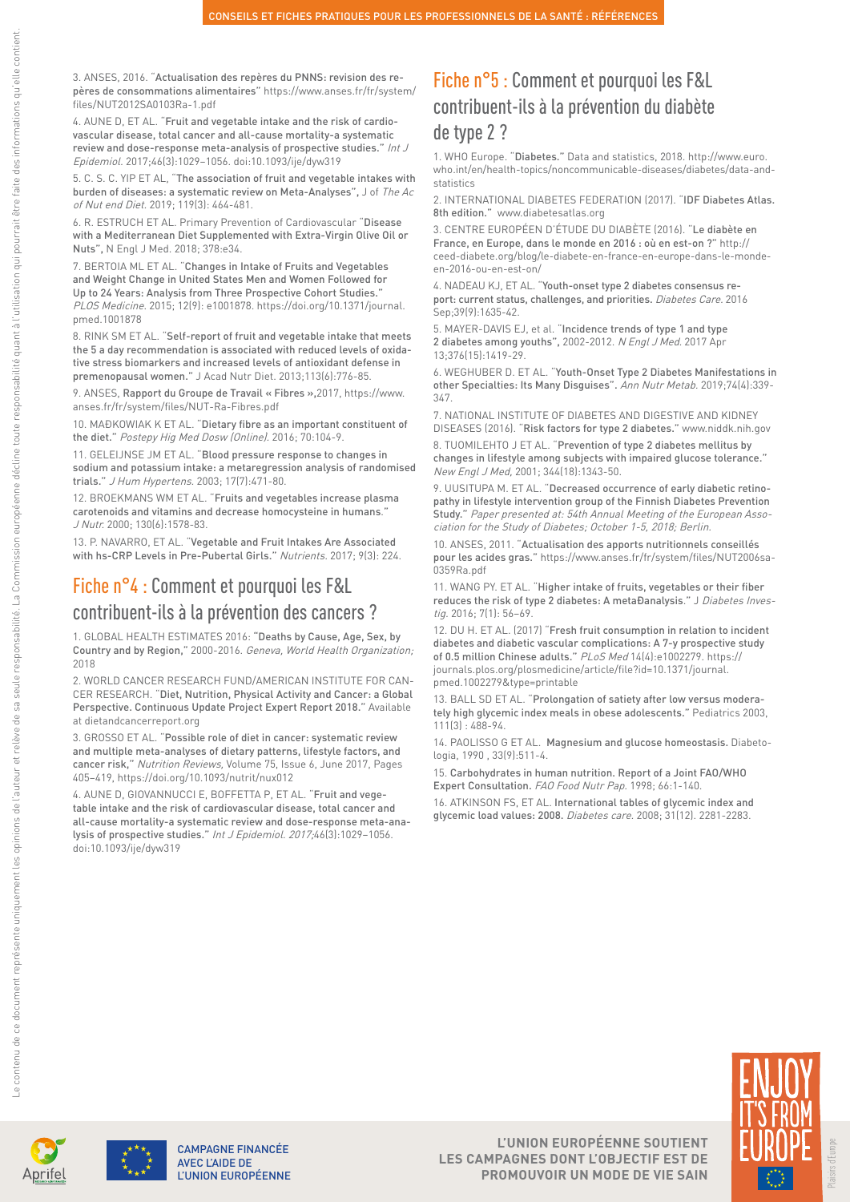3. ANSES, 2016. "Actualisation des repères du PNNS: revision des repères de consommations alimentaires" https://www.anses.fr/fr/system/files/NUT2012SA0103Ra-1.pdf

4. AUNE D, ET AL. "Fruit and vegetable intake and the risk of cardiovascular disease, total cancer and all-cause mortality-a systematic review and dose-response meta-analysis of prospective studies." *Int J Epidemiol.* 2017;46(3):1029–1056. doi:10.1093/ije/dyw319

5. C. S. C. YIP ET AL, "The association of fruit and vegetable intakes with burden of diseases: a systematic review on Meta-Analyses", J of *The Ac of Nut end Diet.* 2019; 119(3): 464-481.

6. R. ESTRUCH ET AL. Primary Prevention of Cardiovascular "Disease with a Mediterranean Diet Supplemented with Extra-Virgin Olive Oil or Nuts", N Engl J Med. 2018; 378:e34.

7. BERTOIA ML ET AL. "Changes in Intake of Fruits and Vegetables and Weight Change in United States Men and Women Followed for Up to 24 Years: Analysis from Three Prospective Cohort Studies." *PLOS Medicine.* 2015; 12(9): e1001878. https://doi.org/10.1371/journal.pmed.1001878

8. RINK SM ET AL. "Self-report of fruit and vegetable intake that meets the 5 a day recommendation is associated with reduced levels of oxidative stress biomarkers and increased levels of antioxidant defense in premenopausal women." J Acad Nutr Diet. 2013;113(6):776-85.

9. ANSES, Rapport du Groupe de Travail « Fibres »,2017, https://www.anses.fr/fr/system/files/NUT-Ra-Fibres.pdf

10. MAĐKOWIAK K ET AL. "Dietary fibre as an important constituent of the diet." *Postepy Hig Med Dosw (Online).* 2016; 70:104-9.

11. GELEIJNSE JM ET AL. "Blood pressure response to changes in sodium and potassium intake: a metaregression analysis of randomised trials." *J Hum Hypertens.* 2003; 17(7):471-80.

12. BROEKMANS WM ET AL. "Fruits and vegetables increase plasma carotenoids and vitamins and decrease homocysteine in humans." *J Nutr.* 2000; 130(6):1578-83.

13. P. NAVARRO, ET AL. "Vegetable and Fruit Intakes Are Associated with hs-CRP Levels in Pre-Pubertal Girls." *Nutrients.* 2017; 9(3): 224.

## Fiche n°4 : Comment et pourquoi les F&L contribuent-ils à la prévention des cancers ?

1. GLOBAL HEALTH ESTIMATES 2016: "Deaths by Cause, Age, Sex, by Country and by Region," 2000-2016. *Geneva, World Health Organization;* 2018

2. WORLD CANCER RESEARCH FUND/AMERICAN INSTITUTE FOR CANCER RESEARCH. "Diet, Nutrition, Physical Activity and Cancer: a Global Perspective. Continuous Update Project Expert Report 2018." Available at dietandcancerreport.org

3. GROSSO ET AL. "Possible role of diet in cancer: systematic review and multiple meta-analyses of dietary patterns, lifestyle factors, and cancer risk," *Nutrition Reviews,* Volume 75, Issue 6, June 2017, Pages 405–419, https://doi.org/10.1093/nutrit/nux012

4. AUNE D, GIOVANNUCCI E, BOFFETTA P, ET AL. "Fruit and vegetable intake and the risk of cardiovascular disease, total cancer and all-cause mortality-a systematic review and dose-response meta-analysis of prospective studies." *Int J Epidemiol. 2017;*46(3):1029–1056. doi:10.1093/ije/dyw319

## Fiche n°5 : Comment et pourquoi les F&L contribuent-ils à la prévention du diabète de type 2 ?

1. WHO Europe. "Diabetes." Data and statistics, 2018. http://www.euro.who.int/en/health-topics/noncommunicable-diseases/diabetes/data-and-statistics

2. INTERNATIONAL DIABETES FEDERATION (2017). "IDF Diabetes Atlas. 8th edition." www.diabetesatlas.org

3. CENTRE EUROPÉEN D'ÉTUDE DU DIABÈTE (2016). "Le diabète en France, en Europe, dans le monde en 2016 : où en est-on ?" http://ceed-diabete.org/blog/le-diabete-en-france-en-europe-dans-le-monde-en-2016-ou-en-est-on/

4. NADEAU KJ, ET AL. "Youth-onset type 2 diabetes consensus report: current status, challenges, and priorities. *Diabetes Care.* 2016 Sep;39(9):1635-42.

5. MAYER-DAVIS EJ, et al. "Incidence trends of type 1 and type 2 diabetes among youths", 2002-2012. *N Engl J Med.* 2017 Apr 13;376(15):1419-29.

6. WEGHUBER D. ET AL. "Youth-Onset Type 2 Diabetes Manifestations in other Specialties: Its Many Disguises". *Ann Nutr Metab.* 2019;74(4):339-347.

7. NATIONAL INSTITUTE OF DIABETES AND DIGESTIVE AND KIDNEY DISEASES (2016). "Risk factors for type 2 diabetes." www.niddk.nih.gov

8. TUOMILEHTO J ET AL. "Prevention of type 2 diabetes mellitus by changes in lifestyle among subjects with impaired glucose tolerance." *New Engl J Med,* 2001; 344(18):1343-50.

9. UUSITUPA M. ET AL. "Decreased occurrence of early diabetic retinopathy in lifestyle intervention group of the Finnish Diabetes Prevention Study." *Paper presented at: 54th Annual Meeting of the European Association for the Study of Diabetes; October 1-5, 2018; Berlin.*

10. ANSES, 2011. "Actualisation des apports nutritionnels conseillés pour les acides gras." https://www.anses.fr/fr/system/files/NUT2006sa-0359Ra.pdf

11. WANG PY. ET AL. "Higher intake of fruits, vegetables or their fiber reduces the risk of type 2 diabetes: A metaÐanalysis." J *Diabetes Investig.* 2016; 7(1): 56–69.

12. DU H. ET AL. (2017) "Fresh fruit consumption in relation to incident diabetes and diabetic vascular complications: A 7-y prospective study of 0.5 million Chinese adults." *PLoS Med* 14(4):e1002279. https://journals.plos.org/plosmedicine/article/file?id=10.1371/journal.pmed.1002279&type=printable

13. BALL SD ET AL. "Prolongation of satiety after low versus moderately high glycemic index meals in obese adolescents." Pediatrics 2003, 111(3) : 488-94.

14. PAOLISSO G ET AL. Magnesium and glucose homeostasis. Diabetologia, 1990 , 33(9):511-4.

15. Carbohydrates in human nutrition. Report of a Joint FAO/WHO Expert Consultation. *FAO Food Nutr Pap.* 1998; 66:1-140.

16. ATKINSON FS, ET AL. International tables of glycemic index and glycemic load values: 2008. *Diabetes care.* 2008; 31(12). 2281-2283.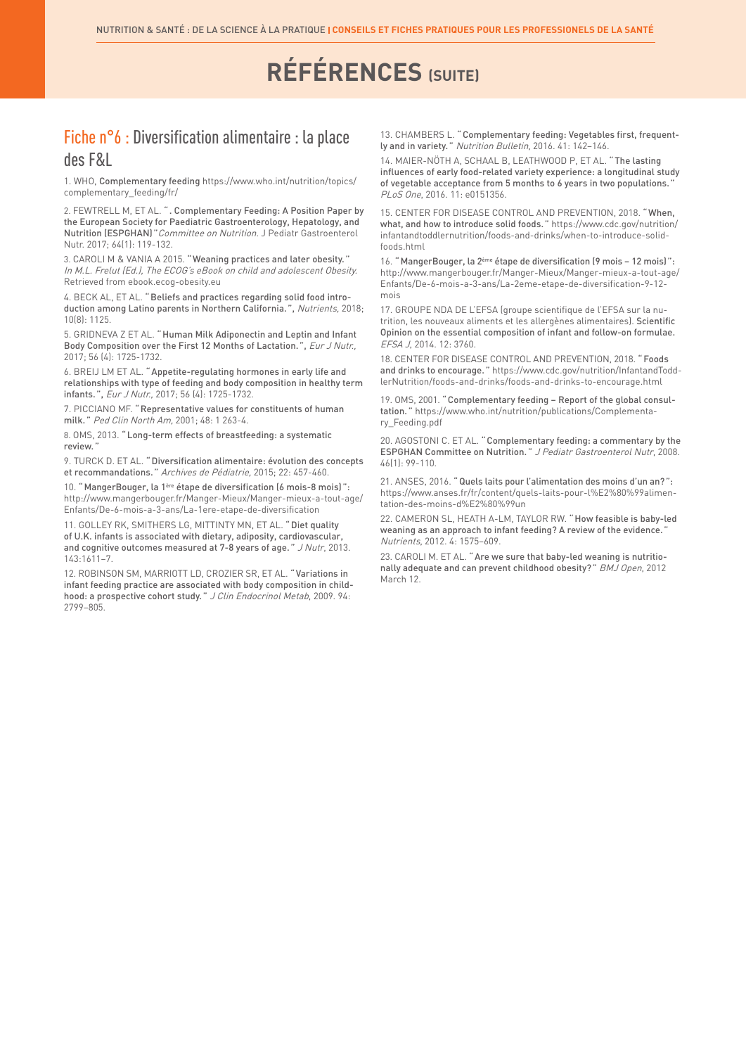# RÉFÉRENCES (SUITE)

## Fiche n°6 : Diversification alimentaire : la place des F&L

1. WHO, **Complementary feeding** https://www.who.int/nutrition/topics/complementary_feeding/fr/

2. FEWTRELL M, ET AL. "**. Complementary Feeding: A Position Paper by the European Society for Paediatric Gastroenterology, Hepatology, and Nutrition (ESPGHAN)**"*Committee on Nutrition.* J Pediatr Gastroenterol Nutr. 2017; 64(1): 119-132.

3. CAROLI M & VANIA A 2015. "**Weaning practices and later obesity.**" *In M.L. Frelut (Ed.), The ECOG's eBook on child and adolescent Obesity.* Retrieved from ebook.ecog-obesity.eu

4. BECK AL, ET AL. "**Beliefs and practices regarding solid food introduction among Latino parents in Northern California.**", *Nutrients*, 2018; 10(8): 1125.

5. GRIDNEVA Z ET AL. "**Human Milk Adiponectin and Leptin and Infant Body Composition over the First 12 Months of Lactation.**", *Eur J Nutr.*, 2017; 56 (4): 1725-1732.

6. BREIJ LM ET AL. "**Appetite-regulating hormones in early life and relationships with type of feeding and body composition in healthy term infants.**", *Eur J Nutr.*, 2017; 56 (4): 1725-1732.

7. PICCIANO MF. "**Representative values for constituents of human milk.**" *Ped Clin North Am*, 2001; 48: 1 263-4.

8. OMS, 2013. "**Long-term effects of breastfeeding: a systematic review.**"

9. TURCK D. ET AL. "**Diversification alimentaire: évolution des concepts et recommandations.**" *Archives de Pédiatrie*, 2015; 22: 457-460.

10. "**MangerBouger, la 1ère étape de diversification (6 mois-8 mois)**": http://www.mangerbouger.fr/Manger-Mieux/Manger-mieux-a-tout-age/Enfants/De-6-mois-a-3-ans/La-1ere-etape-de-diversification

11. GOLLEY RK, SMITHERS LG, MITTINTY MN, ET AL. "**Diet quality of U.K. infants is associated with dietary, adiposity, cardiovascular, and cognitive outcomes measured at 7-8 years of age.**" *J Nutr*, 2013. 143:1611–7.

12. ROBINSON SM, MARRIOTT LD, CROZIER SR, ET AL. "**Variations in infant feeding practice are associated with body composition in childhood: a prospective cohort study.**" *J Clin Endocrinol Metab*, 2009. 94: 2799–805.

13. CHAMBERS L. "**Complementary feeding: Vegetables first, frequently and in variety.**" *Nutrition Bulletin*, 2016. 41: 142–146.

14. MAIER-NÖTH A, SCHAAL B, LEATHWOOD P, ET AL. "**The lasting influences of early food-related variety experience: a longitudinal study of vegetable acceptance from 5 months to 6 years in two populations.**" *PLoS One*, 2016. 11: e0151356.

15. CENTER FOR DISEASE CONTROL AND PREVENTION, 2018. "**When, what, and how to introduce solid foods.**" https://www.cdc.gov/nutrition/infantandtoddlernutrition/foods-and-drinks/when-to-introduce-solid-foods.html

16. "**MangerBouger, la 2ème étape de diversification (9 mois – 12 mois)**": http://www.mangerbouger.fr/Manger-Mieux/Manger-mieux-a-tout-age/Enfants/De-6-mois-a-3-ans/La-2eme-etape-de-diversification-9-12-mois

17. GROUPE NDA DE L'EFSA (groupe scientifique de l'EFSA sur la nutrition, les nouveaux aliments et les allergènes alimentaires). **Scientific Opinion on the essential composition of infant and follow-on formulae.** *EFSA J*, 2014. 12: 3760.

18. CENTER FOR DISEASE CONTROL AND PREVENTION, 2018. "**Foods and drinks to encourage.**" https://www.cdc.gov/nutrition/InfantandToddlerNutrition/foods-and-drinks/foods-and-drinks-to-encourage.html

19. OMS, 2001. "**Complementary feeding – Report of the global consultation.**" https://www.who.int/nutrition/publications/Complementary_Feeding.pdf

20. AGOSTONI C. ET AL. "**Complementary feeding: a commentary by the ESPGHAN Committee on Nutrition.**" *J Pediatr Gastroenterol Nutr*, 2008. 46(1): 99-110.

21. ANSES, 2016. "**Quels laits pour l'alimentation des moins d'un an?**": https://www.anses.fr/fr/content/quels-laits-pour-l%E2%80%99alimentation-des-moins-d%E2%80%99un

22. CAMERON SL, HEATH A-LM, TAYLOR RW. "**How feasible is baby-led weaning as an approach to infant feeding? A review of the evidence.**" *Nutrients*, 2012. 4: 1575–609.

23. CAROLI M. ET AL. "**Are we sure that baby-led weaning is nutritionally adequate and can prevent childhood obesity?**" *BMJ Open*, 2012 March 12.